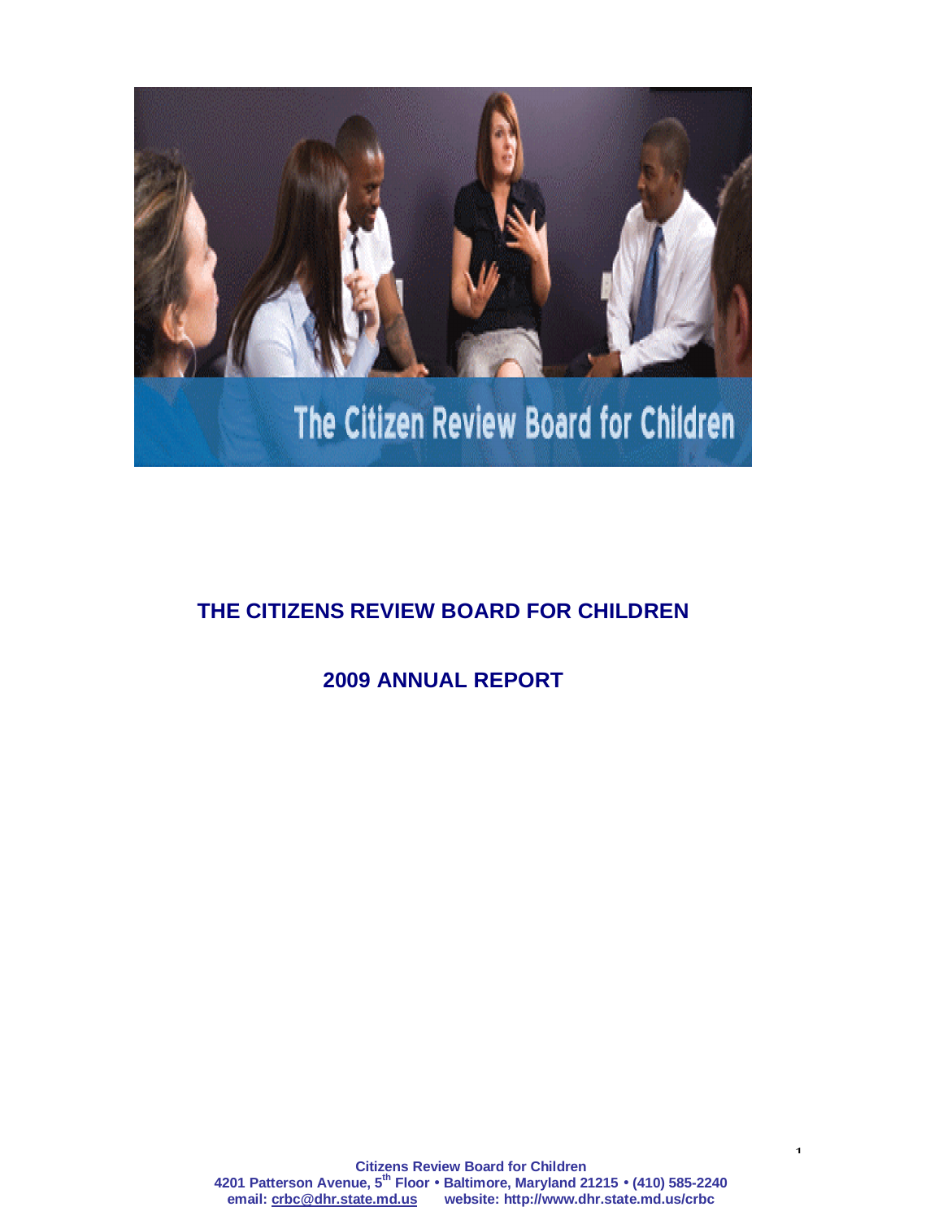The Citizen Review Board for Children

# THE CITIZENS REVIEW BOARD FOR CHILDREN

## 2009 ANNUAL REPORT

**Citizens Review Board for Children**
**4201 Patterson Avenue, 5th Floor • Baltimore, Maryland 21215 • (410) 585-2240**
**email: crbc@dhr.state.md.us website: http://www.dhr.state.md.us/crbc**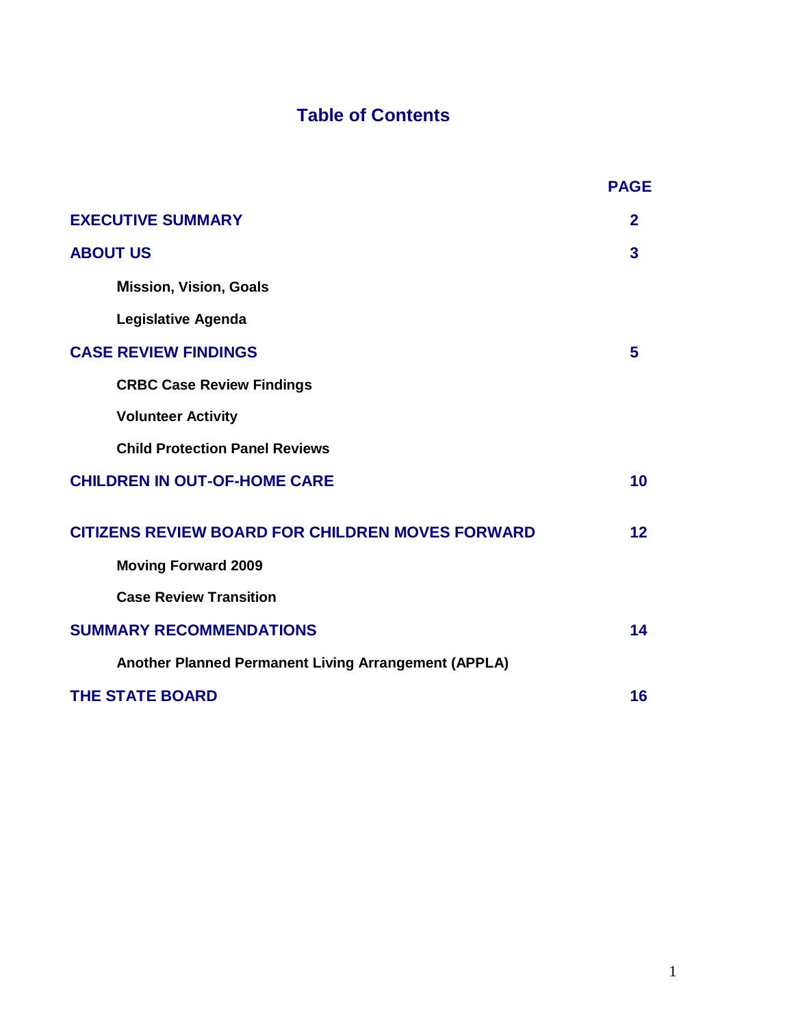# Table of Contents

| | PAGE |
|---|---|
| **EXECUTIVE SUMMARY** | **2** |
| **ABOUT US** | **3** |
| **Mission, Vision, Goals** | |
| **Legislative Agenda** | |
| **CASE REVIEW FINDINGS** | **5** |
| **CRBC Case Review Findings** | |
| **Volunteer Activity** | |
| **Child Protection Panel Reviews** | |
| **CHILDREN IN OUT-OF-HOME CARE** | **10** |
| **CITIZENS REVIEW BOARD FOR CHILDREN MOVES FORWARD** | **12** |
| **Moving Forward 2009** | |
| **Case Review Transition** | |
| **SUMMARY RECOMMENDATIONS** | **14** |
| **Another Planned Permanent Living Arrangement (APPLA)** | |
| **THE STATE BOARD** | **16** |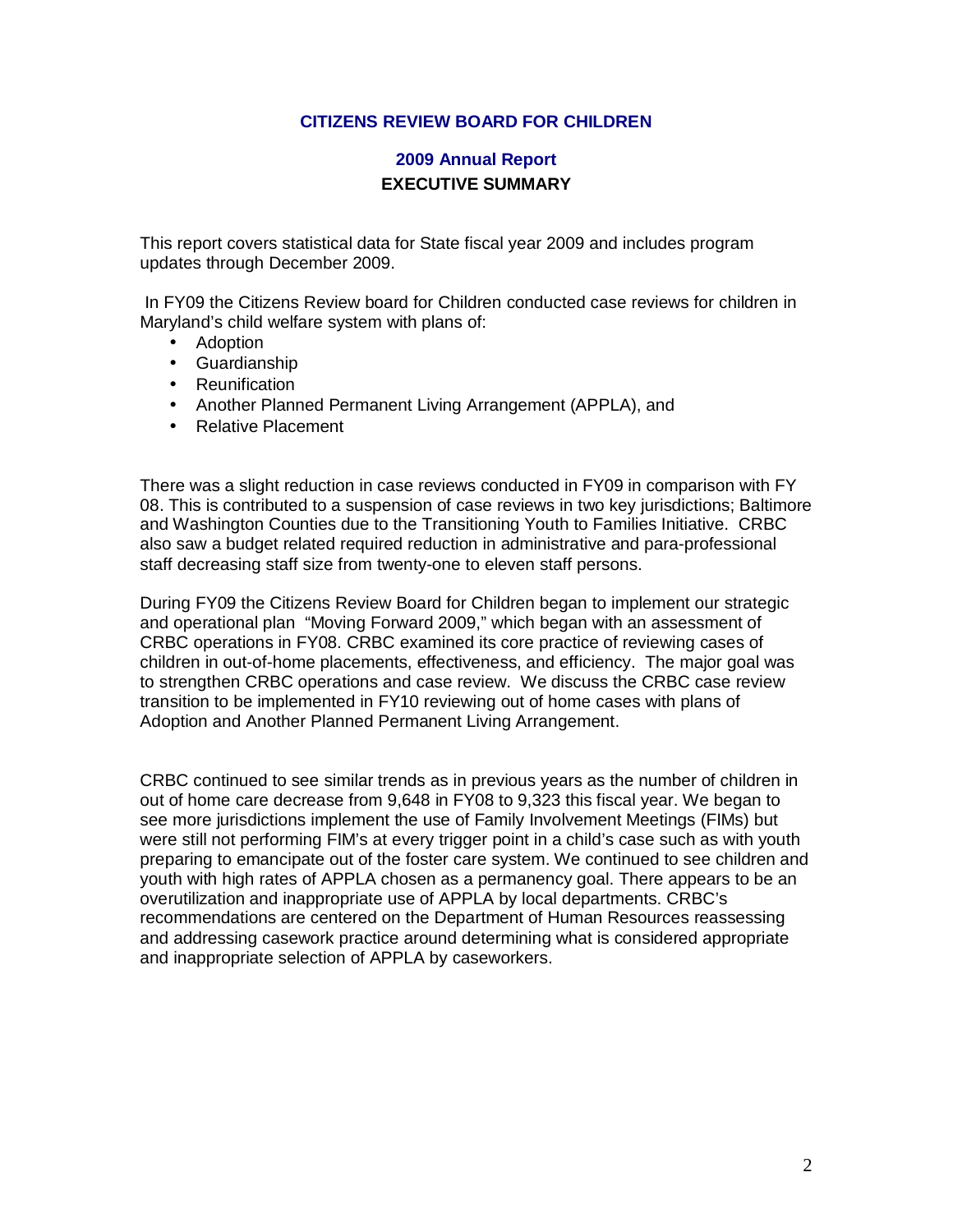# CITIZENS REVIEW BOARD FOR CHILDREN

## 2009 Annual Report

## EXECUTIVE SUMMARY

This report covers statistical data for State fiscal year 2009 and includes program updates through December 2009.

In FY09 the Citizens Review board for Children conducted case reviews for children in Maryland's child welfare system with plans of:

- Adoption
- Guardianship
- Reunification
- Another Planned Permanent Living Arrangement (APPLA), and
- Relative Placement

There was a slight reduction in case reviews conducted in FY09 in comparison with FY 08. This is contributed to a suspension of case reviews in two key jurisdictions; Baltimore and Washington Counties due to the Transitioning Youth to Families Initiative. CRBC also saw a budget related required reduction in administrative and para-professional staff decreasing staff size from twenty-one to eleven staff persons.

During FY09 the Citizens Review Board for Children began to implement our strategic and operational plan "Moving Forward 2009," which began with an assessment of CRBC operations in FY08. CRBC examined its core practice of reviewing cases of children in out-of-home placements, effectiveness, and efficiency. The major goal was to strengthen CRBC operations and case review. We discuss the CRBC case review transition to be implemented in FY10 reviewing out of home cases with plans of Adoption and Another Planned Permanent Living Arrangement.

CRBC continued to see similar trends as in previous years as the number of children in out of home care decrease from 9,648 in FY08 to 9,323 this fiscal year. We began to see more jurisdictions implement the use of Family Involvement Meetings (FIMs) but were still not performing FIM's at every trigger point in a child's case such as with youth preparing to emancipate out of the foster care system. We continued to see children and youth with high rates of APPLA chosen as a permanency goal. There appears to be an overutilization and inappropriate use of APPLA by local departments. CRBC's recommendations are centered on the Department of Human Resources reassessing and addressing casework practice around determining what is considered appropriate and inappropriate selection of APPLA by caseworkers.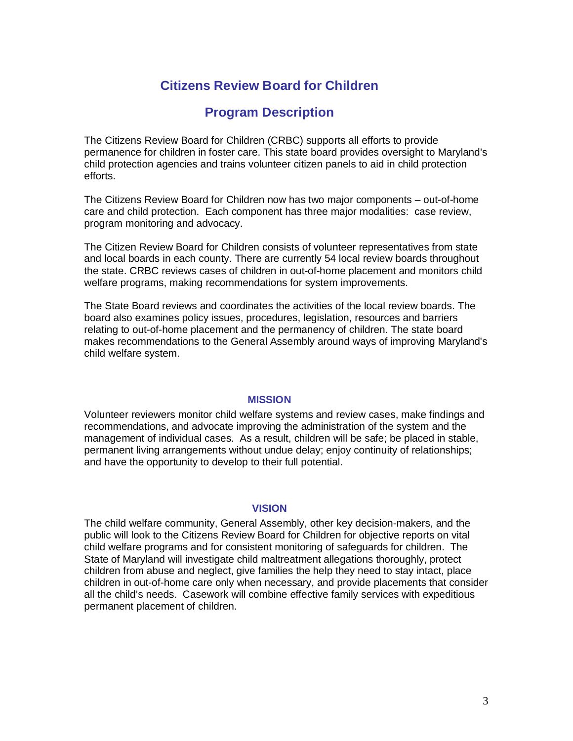# Citizens Review Board for Children

## Program Description

The Citizens Review Board for Children (CRBC) supports all efforts to provide permanence for children in foster care. This state board provides oversight to Maryland's child protection agencies and trains volunteer citizen panels to aid in child protection efforts.

The Citizens Review Board for Children now has two major components – out-of-home care and child protection. Each component has three major modalities: case review, program monitoring and advocacy.

The Citizen Review Board for Children consists of volunteer representatives from state and local boards in each county. There are currently 54 local review boards throughout the state. CRBC reviews cases of children in out-of-home placement and monitors child welfare programs, making recommendations for system improvements.

The State Board reviews and coordinates the activities of the local review boards. The board also examines policy issues, procedures, legislation, resources and barriers relating to out-of-home placement and the permanency of children. The state board makes recommendations to the General Assembly around ways of improving Maryland's child welfare system.

### MISSION

Volunteer reviewers monitor child welfare systems and review cases, make findings and recommendations, and advocate improving the administration of the system and the management of individual cases. As a result, children will be safe; be placed in stable, permanent living arrangements without undue delay; enjoy continuity of relationships; and have the opportunity to develop to their full potential.

### VISION

The child welfare community, General Assembly, other key decision-makers, and the public will look to the Citizens Review Board for Children for objective reports on vital child welfare programs and for consistent monitoring of safeguards for children. The State of Maryland will investigate child maltreatment allegations thoroughly, protect children from abuse and neglect, give families the help they need to stay intact, place children in out-of-home care only when necessary, and provide placements that consider all the child's needs. Casework will combine effective family services with expeditious permanent placement of children.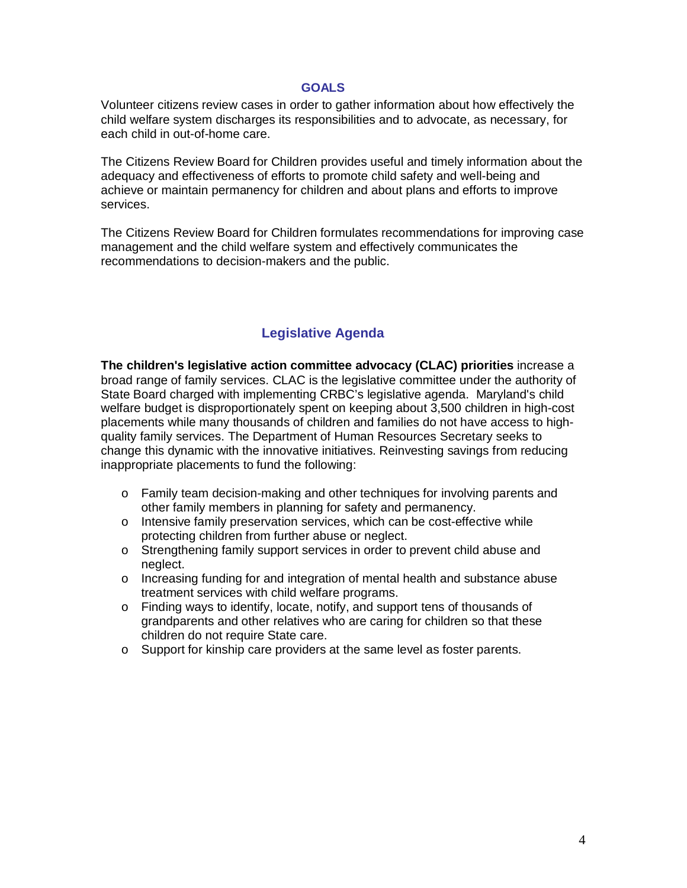## GOALS

Volunteer citizens review cases in order to gather information about how effectively the child welfare system discharges its responsibilities and to advocate, as necessary, for each child in out-of-home care.

The Citizens Review Board for Children provides useful and timely information about the adequacy and effectiveness of efforts to promote child safety and well-being and achieve or maintain permanency for children and about plans and efforts to improve services.

The Citizens Review Board for Children formulates recommendations for improving case management and the child welfare system and effectively communicates the recommendations to decision-makers and the public.

## Legislative Agenda

**The children's legislative action committee advocacy (CLAC) priorities** increase a broad range of family services. CLAC is the legislative committee under the authority of State Board charged with implementing CRBC's legislative agenda. Maryland's child welfare budget is disproportionately spent on keeping about 3,500 children in high-cost placements while many thousands of children and families do not have access to high-quality family services. The Department of Human Resources Secretary seeks to change this dynamic with the innovative initiatives. Reinvesting savings from reducing inappropriate placements to fund the following:

- Family team decision-making and other techniques for involving parents and other family members in planning for safety and permanency.
- Intensive family preservation services, which can be cost-effective while protecting children from further abuse or neglect.
- Strengthening family support services in order to prevent child abuse and neglect.
- Increasing funding for and integration of mental health and substance abuse treatment services with child welfare programs.
- Finding ways to identify, locate, notify, and support tens of thousands of grandparents and other relatives who are caring for children so that these children do not require State care.
- Support for kinship care providers at the same level as foster parents.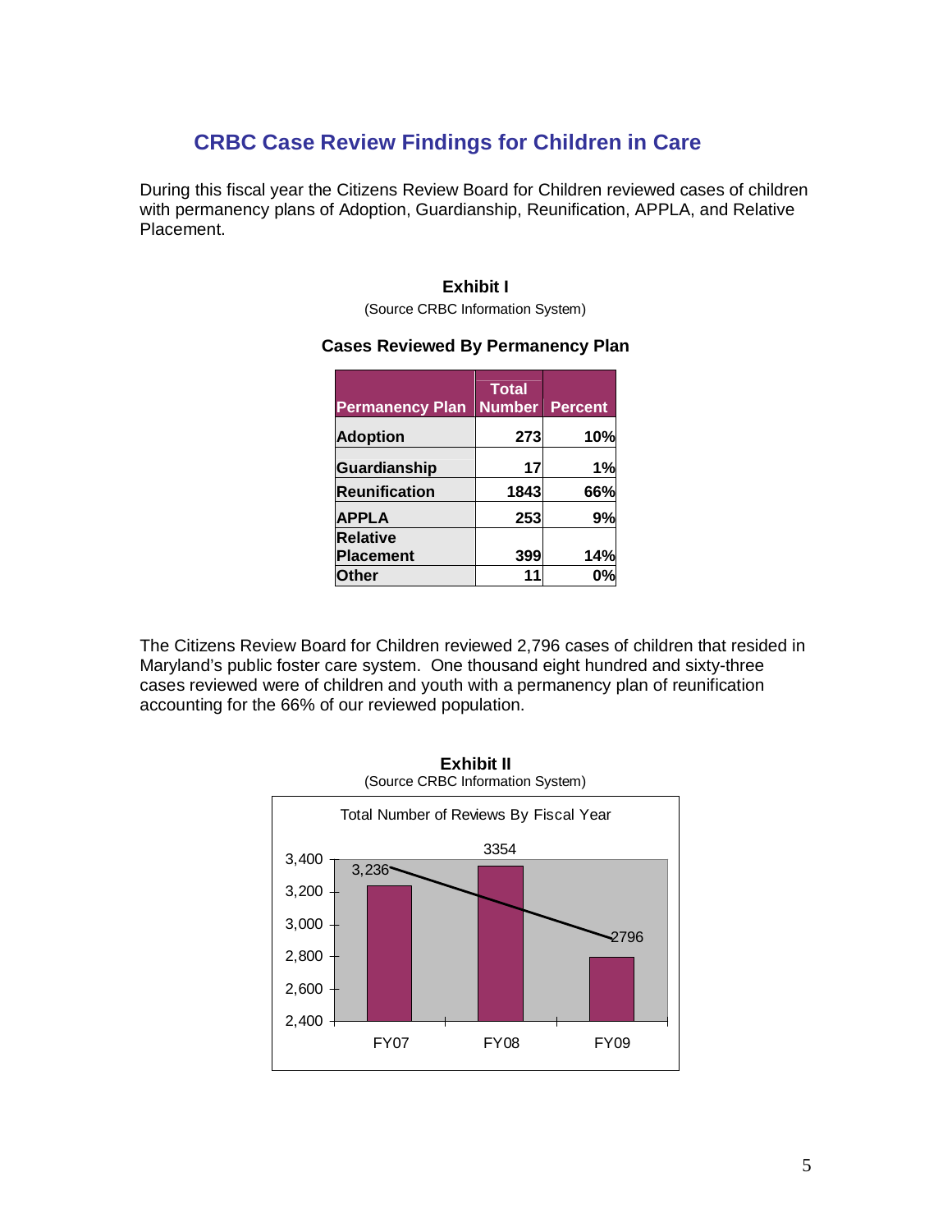## CRBC Case Review Findings for Children in Care

During this fiscal year the Citizens Review Board for Children reviewed cases of children with permanency plans of Adoption, Guardianship, Reunification, APPLA, and Relative Placement.

**Exhibit I**

(Source CRBC Information System)

**Cases Reviewed By Permanency Plan**

| Permanency Plan | Total Number | Percent |
|---|---|---|
| Adoption | 273 | 10% |
| Guardianship | 17 | 1% |
| Reunification | 1843 | 66% |
| APPLA | 253 | 9% |
| Relative Placement | 399 | 14% |
| Other | 11 | 0% |

The Citizens Review Board for Children reviewed 2,796 cases of children that resided in Maryland's public foster care system. One thousand eight hundred and sixty-three cases reviewed were of children and youth with a permanency plan of reunification accounting for the 66% of our reviewed population.

**Exhibit II**

(Source CRBC Information System)

Total Number of Reviews By Fiscal Year

| Fiscal Year | Total Number of Reviews |
|---|---|
| FY07 | 3,236 |
| FY08 | 3354 |
| FY09 | 2796 |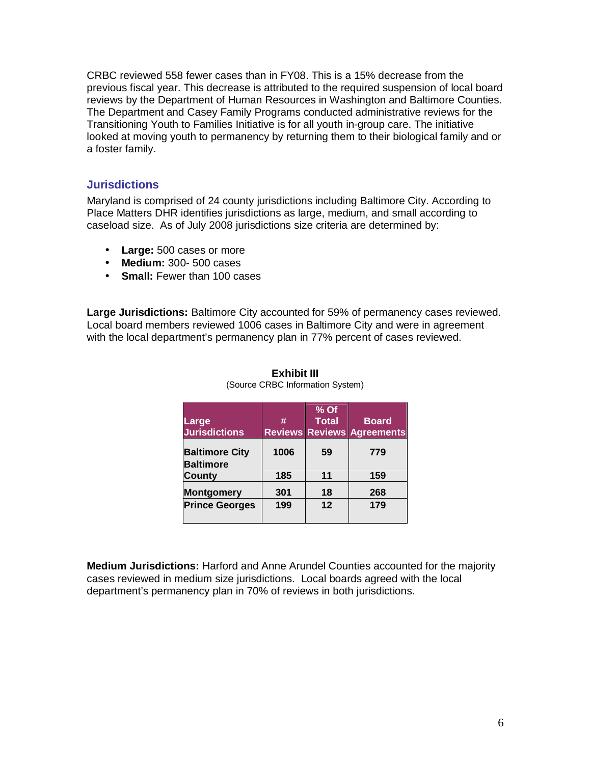CRBC reviewed 558 fewer cases than in FY08. This is a 15% decrease from the previous fiscal year. This decrease is attributed to the required suspension of local board reviews by the Department of Human Resources in Washington and Baltimore Counties. The Department and Casey Family Programs conducted administrative reviews for the Transitioning Youth to Families Initiative is for all youth in-group care. The initiative looked at moving youth to permanency by returning them to their biological family and or a foster family.

## Jurisdictions

Maryland is comprised of 24 county jurisdictions including Baltimore City. According to Place Matters DHR identifies jurisdictions as large, medium, and small according to caseload size. As of July 2008 jurisdictions size criteria are determined by:

- **Large:** 500 cases or more
- **Medium:** 300- 500 cases
- **Small:** Fewer than 100 cases

**Large Jurisdictions:** Baltimore City accounted for 59% of permanency cases reviewed. Local board members reviewed 1006 cases in Baltimore City and were in agreement with the local department's permanency plan in 77% percent of cases reviewed.

**Exhibit III**
(Source CRBC Information System)

| Large Jurisdictions | # Reviews | % Of Total Reviews | Board Agreements |
|---|---|---|---|
| **Baltimore City** | **1006** | **59** | **779** |
| **Baltimore County** | **185** | **11** | **159** |
| **Montgomery** | **301** | **18** | **268** |
| **Prince Georges** | **199** | **12** | **179** |

**Medium Jurisdictions:** Harford and Anne Arundel Counties accounted for the majority cases reviewed in medium size jurisdictions. Local boards agreed with the local department's permanency plan in 70% of reviews in both jurisdictions.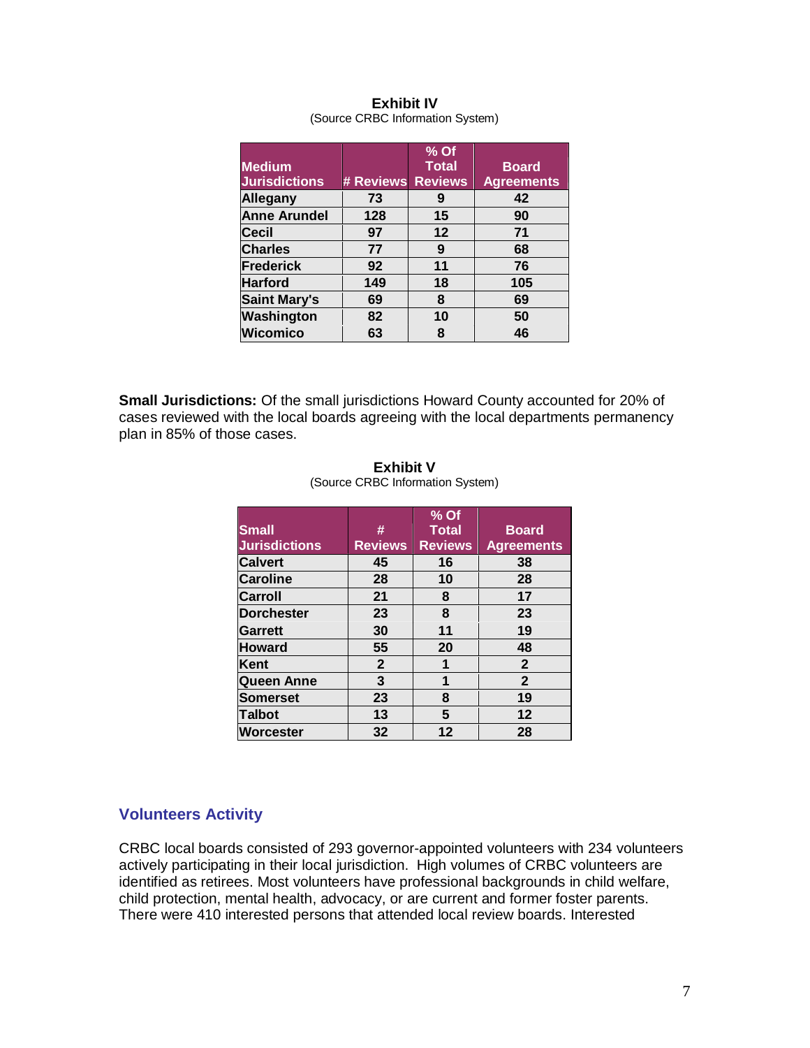**Exhibit IV**
(Source CRBC Information System)

| Medium Jurisdictions | # Reviews | % Of Total Reviews | Board Agreements |
|---|---|---|---|
| Allegany | 73 | 9 | 42 |
| Anne Arundel | 128 | 15 | 90 |
| Cecil | 97 | 12 | 71 |
| Charles | 77 | 9 | 68 |
| Frederick | 92 | 11 | 76 |
| Harford | 149 | 18 | 105 |
| Saint Mary's | 69 | 8 | 69 |
| Washington | 82 | 10 | 50 |
| Wicomico | 63 | 8 | 46 |

**Small Jurisdictions:** Of the small jurisdictions Howard County accounted for 20% of cases reviewed with the local boards agreeing with the local departments permanency plan in 85% of those cases.

**Exhibit V**
(Source CRBC Information System)

| Small Jurisdictions | # Reviews | % Of Total Reviews | Board Agreements |
|---|---|---|---|
| Calvert | 45 | 16 | 38 |
| Caroline | 28 | 10 | 28 |
| Carroll | 21 | 8 | 17 |
| Dorchester | 23 | 8 | 23 |
| Garrett | 30 | 11 | 19 |
| Howard | 55 | 20 | 48 |
| Kent | 2 | 1 | 2 |
| Queen Anne | 3 | 1 | 2 |
| Somerset | 23 | 8 | 19 |
| Talbot | 13 | 5 | 12 |
| Worcester | 32 | 12 | 28 |

## Volunteers Activity

CRBC local boards consisted of 293 governor-appointed volunteers with 234 volunteers actively participating in their local jurisdiction. High volumes of CRBC volunteers are identified as retirees. Most volunteers have professional backgrounds in child welfare, child protection, mental health, advocacy, or are current and former foster parents. There were 410 interested persons that attended local review boards. Interested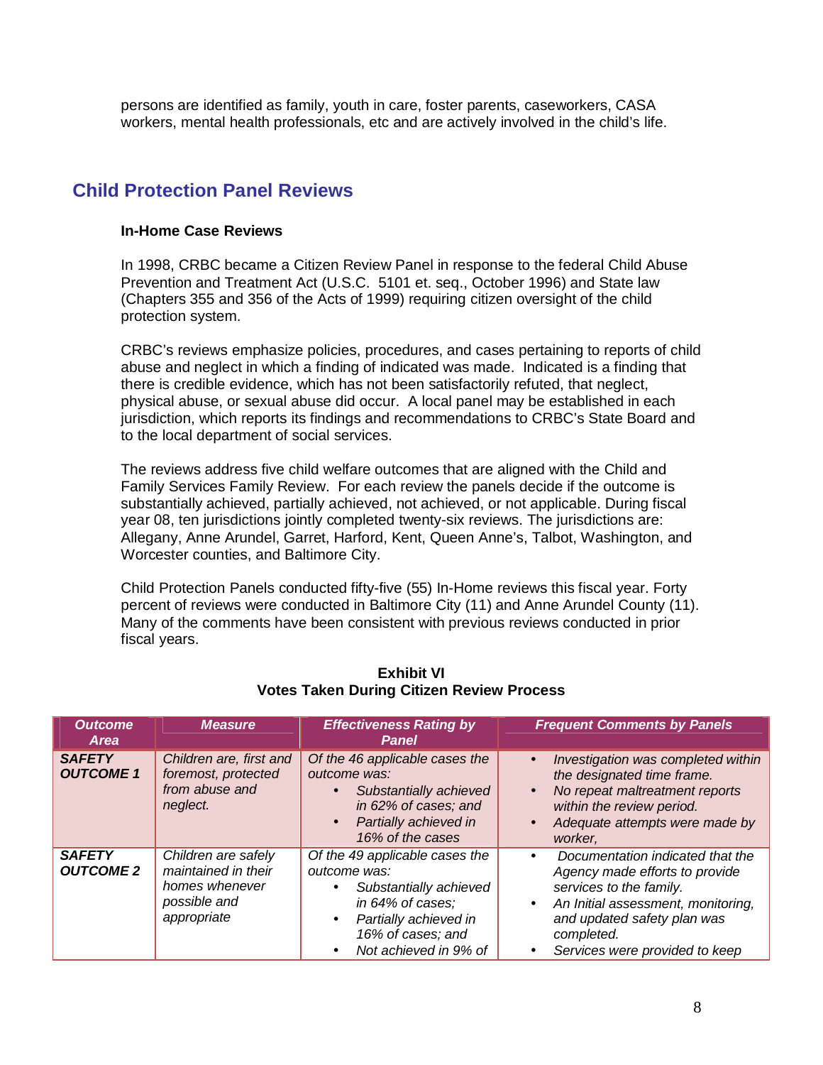persons are identified as family, youth in care, foster parents, caseworkers, CASA workers, mental health professionals, etc and are actively involved in the child's life.

## Child Protection Panel Reviews

**In-Home Case Reviews**

In 1998, CRBC became a Citizen Review Panel in response to the federal Child Abuse Prevention and Treatment Act (U.S.C. 5101 et. seq., October 1996) and State law (Chapters 355 and 356 of the Acts of 1999) requiring citizen oversight of the child protection system.

CRBC's reviews emphasize policies, procedures, and cases pertaining to reports of child abuse and neglect in which a finding of indicated was made. Indicated is a finding that there is credible evidence, which has not been satisfactorily refuted, that neglect, physical abuse, or sexual abuse did occur. A local panel may be established in each jurisdiction, which reports its findings and recommendations to CRBC's State Board and to the local department of social services.

The reviews address five child welfare outcomes that are aligned with the Child and Family Services Family Review. For each review the panels decide if the outcome is substantially achieved, partially achieved, not achieved, or not applicable. During fiscal year 08, ten jurisdictions jointly completed twenty-six reviews. The jurisdictions are: Allegany, Anne Arundel, Garret, Harford, Kent, Queen Anne's, Talbot, Washington, and Worcester counties, and Baltimore City.

Child Protection Panels conducted fifty-five (55) In-Home reviews this fiscal year. Forty percent of reviews were conducted in Baltimore City (11) and Anne Arundel County (11). Many of the comments have been consistent with previous reviews conducted in prior fiscal years.

**Exhibit VI**
**Votes Taken During Citizen Review Process**

| *Outcome Area* | *Measure* | *Effectiveness Rating by Panel* | *Frequent Comments by Panels* |
|---|---|---|---|
| ***SAFETY OUTCOME 1*** | *Children are, first and foremost, protected from abuse and neglect.* | *Of the 46 applicable cases the outcome was:*<br>• *Substantially achieved in 62% of cases; and*<br>• *Partially achieved in 16% of the cases* | • *Investigation was completed within the designated time frame.*<br>• *No repeat maltreatment reports within the review period.*<br>• *Adequate attempts were made by worker,* |
| ***SAFETY OUTCOME 2*** | *Children are safely maintained in their homes whenever possible and appropriate* | *Of the 49 applicable cases the outcome was:*<br>• *Substantially achieved in 64% of cases;*<br>• *Partially achieved in 16% of cases; and*<br>• *Not achieved in 9% of* | • *Documentation indicated that the Agency made efforts to provide services to the family.*<br>• *An Initial assessment, monitoring, and updated safety plan was completed.*<br>• *Services were provided to keep* |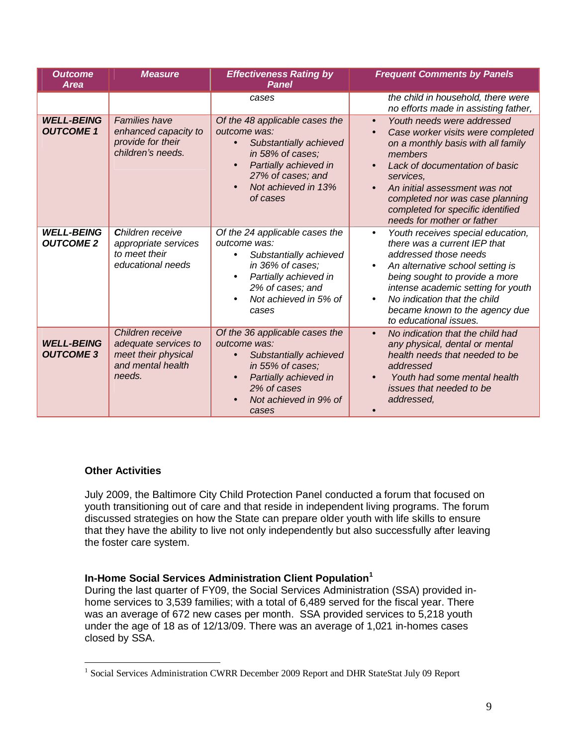| Outcome Area | Measure | Effectiveness Rating by Panel | Frequent Comments by Panels |
|---|---|---|---|
| | | *cases* | *the child in household, there were no efforts made in assisting father,* |
| ***WELL-BEING OUTCOME 1*** | *Families have enhanced capacity to provide for their children's needs.* | *Of the 48 applicable cases the outcome was:*<br>• *Substantially achieved in 58% of cases;*<br>• *Partially achieved in 27% of cases; and*<br>• *Not achieved in 13% of cases* | • *Youth needs were addressed*<br>• *Case worker visits were completed on a monthly basis with all family members*<br>• *Lack of documentation of basic services,*<br>• *An initial assessment was not completed nor was case planning completed for specific identified needs for mother or father* |
| ***WELL-BEING OUTCOME 2*** | *Children receive appropriate services to meet their educational needs* | *Of the 24 applicable cases the outcome was:*<br>• *Substantially achieved in 36% of cases;*<br>• *Partially achieved in 2% of cases; and*<br>• *Not achieved in 5% of cases* | • *Youth receives special education, there was a current IEP that addressed those needs*<br>• *An alternative school setting is being sought to provide a more intense academic setting for youth*<br>• *No indication that the child became known to the agency due to educational issues.* |
| ***WELL-BEING OUTCOME 3*** | *Children receive adequate services to meet their physical and mental health needs.* | *Of the 36 applicable cases the outcome was:*<br>• *Substantially achieved in 55% of cases;*<br>• *Partially achieved in 2% of cases*<br>• *Not achieved in 9% of cases* | • *No indication that the child had any physical, dental or mental health needs that needed to be addressed*<br>• *Youth had some mental health issues that needed to be addressed,*<br>• |

**Other Activities**

July 2009, the Baltimore City Child Protection Panel conducted a forum that focused on youth transitioning out of care and that reside in independent living programs. The forum discussed strategies on how the State can prepare older youth with life skills to ensure that they have the ability to live not only independently but also successfully after leaving the foster care system.

**In-Home Social Services Administration Client Population**[1]

During the last quarter of FY09, the Social Services Administration (SSA) provided in-home services to 3,539 families; with a total of 6,489 served for the fiscal year. There was an average of 672 new cases per month. SSA provided services to 5,218 youth under the age of 18 as of 12/13/09. There was an average of 1,021 in-homes cases closed by SSA.

[1] Social Services Administration CWRR December 2009 Report and DHR StateStat July 09 Report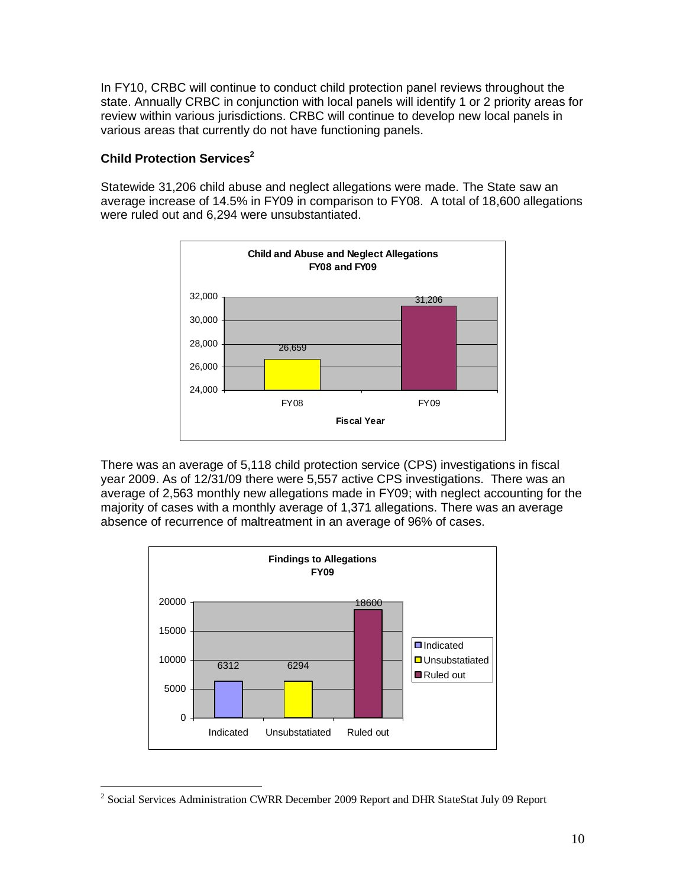In FY10, CRBC will continue to conduct child protection panel reviews throughout the state. Annually CRBC in conjunction with local panels will identify 1 or 2 priority areas for review within various jurisdictions. CRBC will continue to develop new local panels in various areas that currently do not have functioning panels.

### Child Protection Services[2]

Statewide 31,206 child abuse and neglect allegations were made. The State saw an average increase of 14.5% in FY09 in comparison to FY08. A total of 18,600 allegations were ruled out and 6,294 were unsubstantiated.

**Child and Abuse and Neglect Allegations FY08 and FY09**

| Fiscal Year | Allegations |
|---|---|
| FY08 | 26,659 |
| FY09 | 31,206 |

There was an average of 5,118 child protection service (CPS) investigations in fiscal year 2009. As of 12/31/09 there were 5,557 active CPS investigations. There was an average of 2,563 monthly new allegations made in FY09; with neglect accounting for the majority of cases with a monthly average of 1,371 allegations. There was an average absence of recurrence of maltreatment in an average of 96% of cases.

**Findings to Allegations FY09**

| Finding | Count |
|---|---|
| Indicated | 6312 |
| Unsubstatiated | 6294 |
| Ruled out | 18600 |

---

[2] Social Services Administration CWRR December 2009 Report and DHR StateStat July 09 Report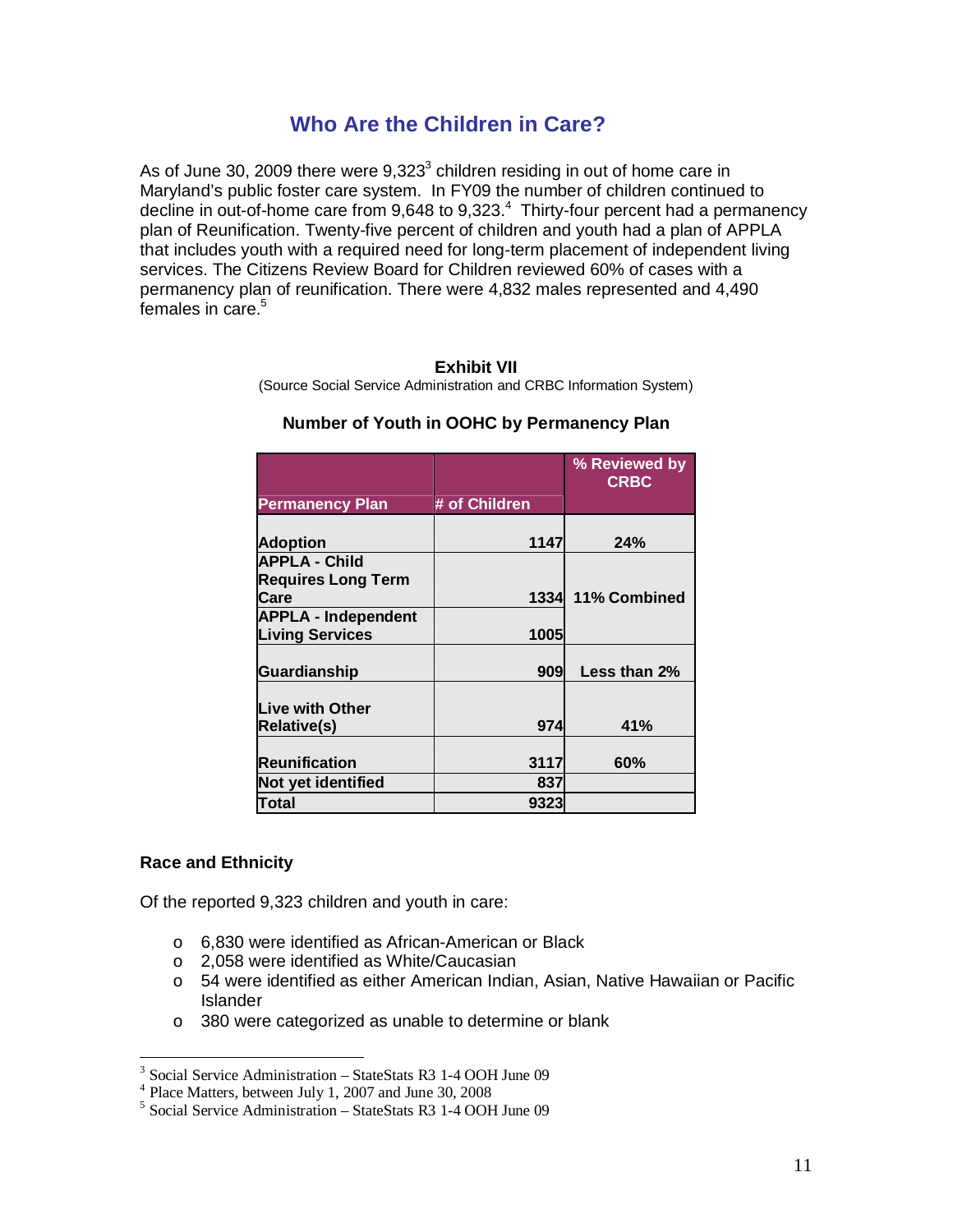## Who Are the Children in Care?

As of June 30, 2009 there were 9,323[3] children residing in out of home care in Maryland's public foster care system. In FY09 the number of children continued to decline in out-of-home care from 9,648 to 9,323.[4] Thirty-four percent had a permanency plan of Reunification. Twenty-five percent of children and youth had a plan of APPLA that includes youth with a required need for long-term placement of independent living services. The Citizens Review Board for Children reviewed 60% of cases with a permanency plan of reunification. There were 4,832 males represented and 4,490 females in care.[5]

**Exhibit VII**

(Source Social Service Administration and CRBC Information System)

**Number of Youth in OOHC by Permanency Plan**

| Permanency Plan | # of Children | % Reviewed by CRBC |
|---|---|---|
| Adoption | 1147 | 24% |
| APPLA - Child Requires Long Term Care | 1334 | 11% Combined |
| APPLA - Independent Living Services | 1005 | |
| Guardianship | 909 | Less than 2% |
| Live with Other Relative(s) | 974 | 41% |
| Reunification | 3117 | 60% |
| Not yet identified | 837 | |
| Total | 9323 | |

### Race and Ethnicity

Of the reported 9,323 children and youth in care:

- 6,830 were identified as African-American or Black
- 2,058 were identified as White/Caucasian
- 54 were identified as either American Indian, Asian, Native Hawaiian or Pacific Islander
- 380 were categorized as unable to determine or blank

---

[3] Social Service Administration – StateStats R3 1-4 OOH June 09

[4] Place Matters, between July 1, 2007 and June 30, 2008

[5] Social Service Administration – StateStats R3 1-4 OOH June 09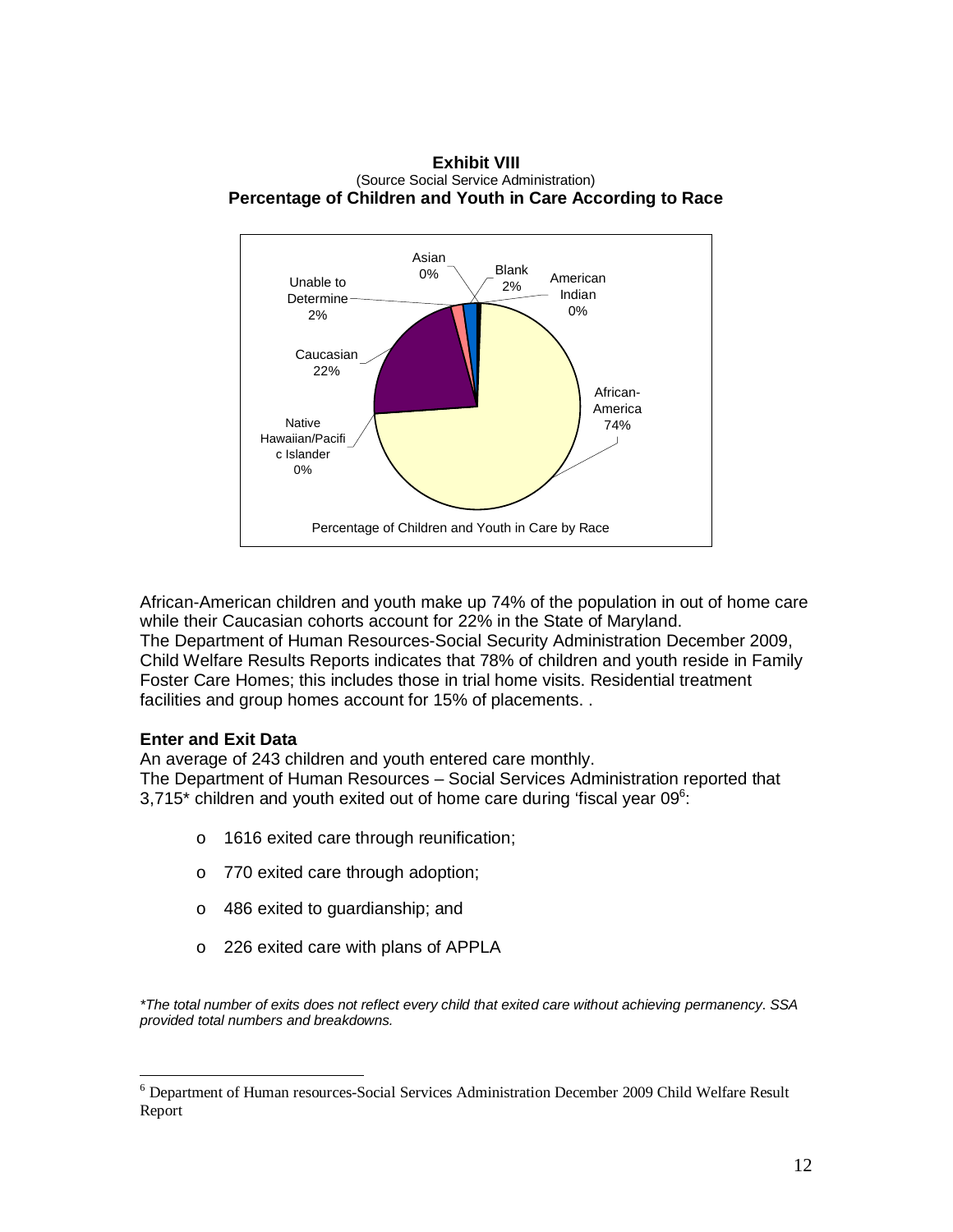**Exhibit VIII**
(Source Social Service Administration)
**Percentage of Children and Youth in Care According to Race**

African-American children and youth make up 74% of the population in out of home care while their Caucasian cohorts account for 22% in the State of Maryland.
The Department of Human Resources-Social Security Administration December 2009, Child Welfare Results Reports indicates that 78% of children and youth reside in Family Foster Care Homes; this includes those in trial home visits. Residential treatment facilities and group homes account for 15% of placements. .

### Enter and Exit Data

An average of 243 children and youth entered care monthly.
The Department of Human Resources – Social Services Administration reported that 3,715* children and youth exited out of home care during 'fiscal year 09[6]:

- 1616 exited care through reunification;
- 770 exited care through adoption;
- 486 exited to guardianship; and
- 226 exited care with plans of APPLA

*\*The total number of exits does not reflect every child that exited care without achieving permanency. SSA provided total numbers and breakdowns.*

[6] Department of Human resources-Social Services Administration December 2009 Child Welfare Result Report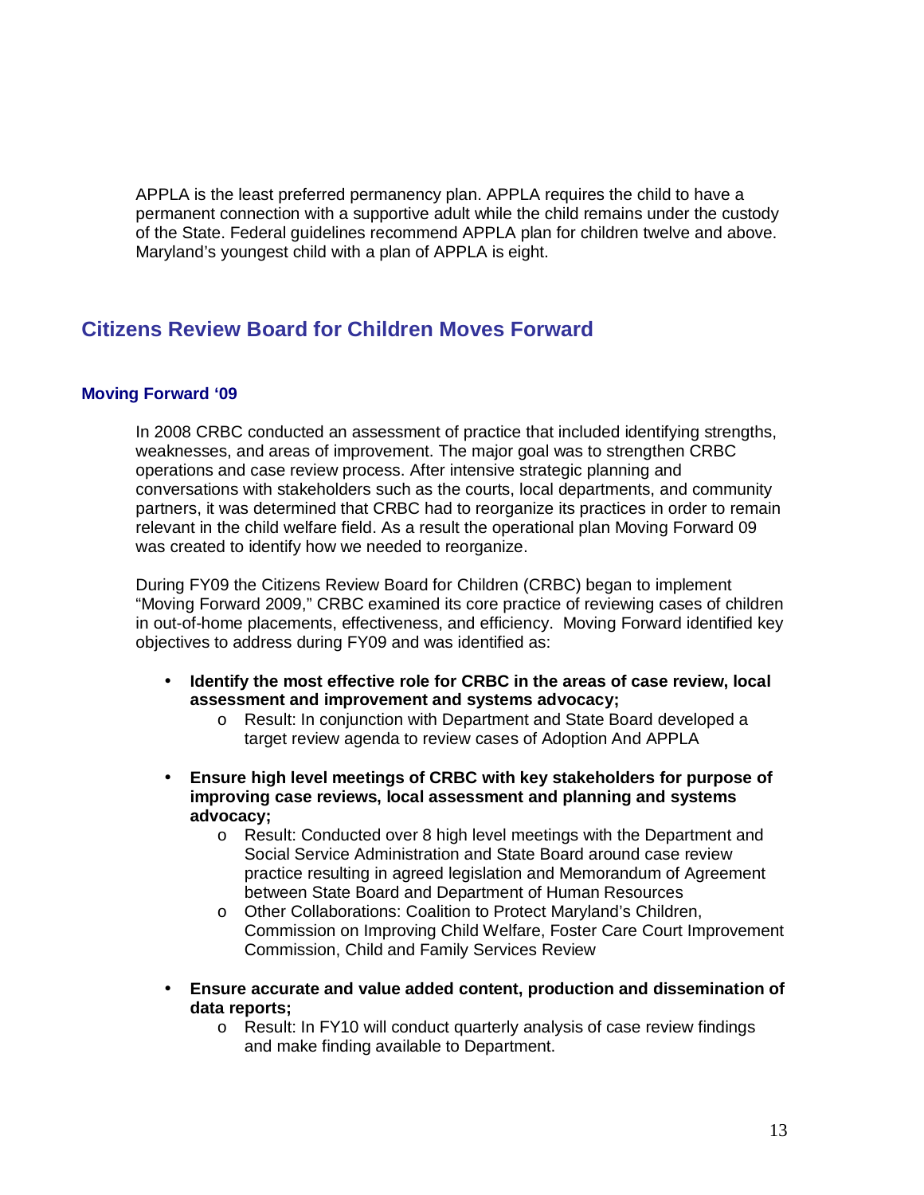APPLA is the least preferred permanency plan. APPLA requires the child to have a permanent connection with a supportive adult while the child remains under the custody of the State. Federal guidelines recommend APPLA plan for children twelve and above. Maryland's youngest child with a plan of APPLA is eight.

## Citizens Review Board for Children Moves Forward

### Moving Forward '09

In 2008 CRBC conducted an assessment of practice that included identifying strengths, weaknesses, and areas of improvement. The major goal was to strengthen CRBC operations and case review process. After intensive strategic planning and conversations with stakeholders such as the courts, local departments, and community partners, it was determined that CRBC had to reorganize its practices in order to remain relevant in the child welfare field. As a result the operational plan Moving Forward 09 was created to identify how we needed to reorganize.

During FY09 the Citizens Review Board for Children (CRBC) began to implement "Moving Forward 2009," CRBC examined its core practice of reviewing cases of children in out-of-home placements, effectiveness, and efficiency. Moving Forward identified key objectives to address during FY09 and was identified as:

- **Identify the most effective role for CRBC in the areas of case review, local assessment and improvement and systems advocacy;**
  - Result: In conjunction with Department and State Board developed a target review agenda to review cases of Adoption And APPLA
- **Ensure high level meetings of CRBC with key stakeholders for purpose of improving case reviews, local assessment and planning and systems advocacy;**
  - Result: Conducted over 8 high level meetings with the Department and Social Service Administration and State Board around case review practice resulting in agreed legislation and Memorandum of Agreement between State Board and Department of Human Resources
  - Other Collaborations: Coalition to Protect Maryland's Children, Commission on Improving Child Welfare, Foster Care Court Improvement Commission, Child and Family Services Review
- **Ensure accurate and value added content, production and dissemination of data reports;**
  - Result: In FY10 will conduct quarterly analysis of case review findings and make finding available to Department.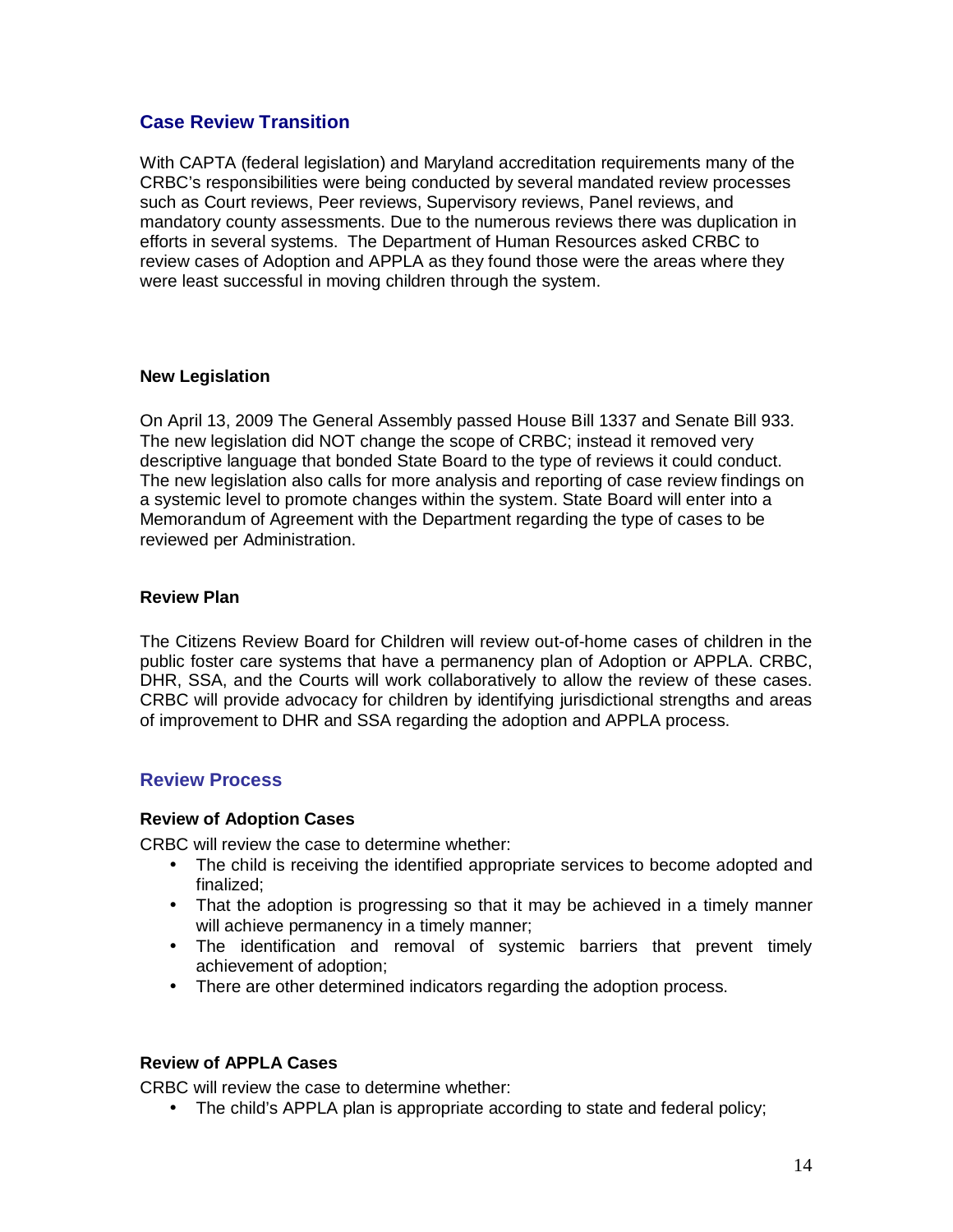## Case Review Transition

With CAPTA (federal legislation) and Maryland accreditation requirements many of the CRBC's responsibilities were being conducted by several mandated review processes such as Court reviews, Peer reviews, Supervisory reviews, Panel reviews, and mandatory county assessments. Due to the numerous reviews there was duplication in efforts in several systems. The Department of Human Resources asked CRBC to review cases of Adoption and APPLA as they found those were the areas where they were least successful in moving children through the system.

### New Legislation

On April 13, 2009 The General Assembly passed House Bill 1337 and Senate Bill 933. The new legislation did NOT change the scope of CRBC; instead it removed very descriptive language that bonded State Board to the type of reviews it could conduct. The new legislation also calls for more analysis and reporting of case review findings on a systemic level to promote changes within the system. State Board will enter into a Memorandum of Agreement with the Department regarding the type of cases to be reviewed per Administration.

### Review Plan

The Citizens Review Board for Children will review out-of-home cases of children in the public foster care systems that have a permanency plan of Adoption or APPLA. CRBC, DHR, SSA, and the Courts will work collaboratively to allow the review of these cases. CRBC will provide advocacy for children by identifying jurisdictional strengths and areas of improvement to DHR and SSA regarding the adoption and APPLA process.

## Review Process

### Review of Adoption Cases

CRBC will review the case to determine whether:

- The child is receiving the identified appropriate services to become adopted and finalized;
- That the adoption is progressing so that it may be achieved in a timely manner will achieve permanency in a timely manner;
- The identification and removal of systemic barriers that prevent timely achievement of adoption;
- There are other determined indicators regarding the adoption process.

### Review of APPLA Cases

CRBC will review the case to determine whether:

- The child's APPLA plan is appropriate according to state and federal policy;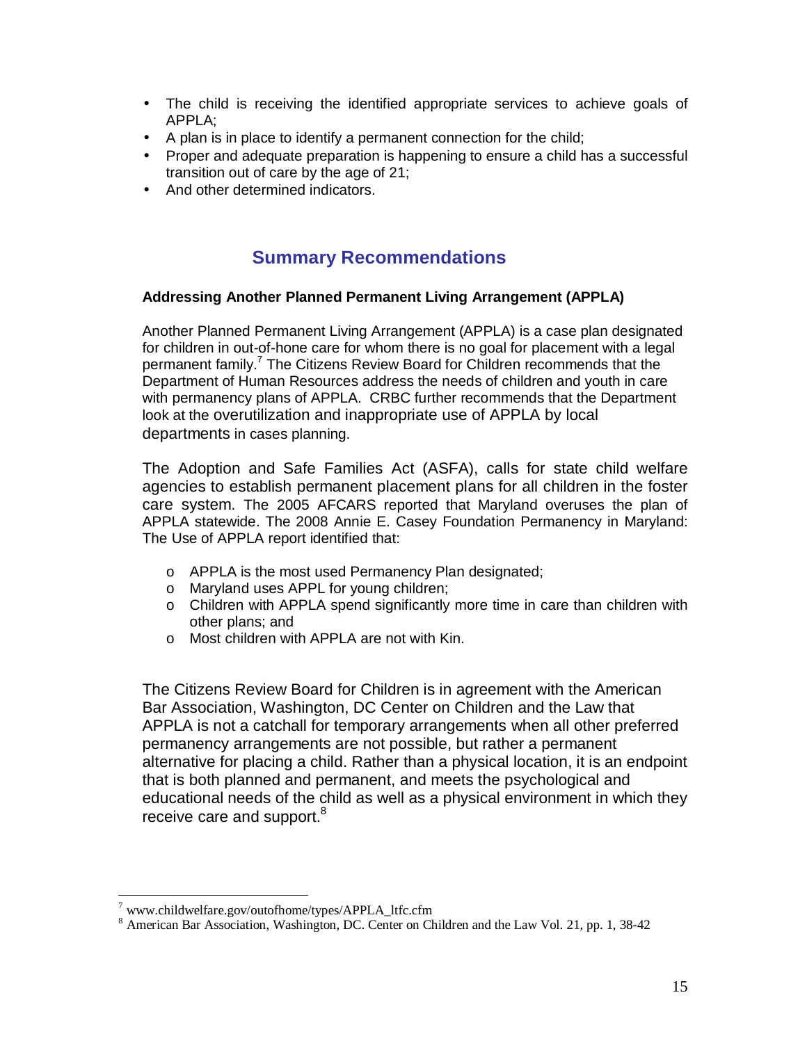- The child is receiving the identified appropriate services to achieve goals of APPLA;
- A plan is in place to identify a permanent connection for the child;
- Proper and adequate preparation is happening to ensure a child has a successful transition out of care by the age of 21;
- And other determined indicators.

## Summary Recommendations

**Addressing Another Planned Permanent Living Arrangement (APPLA)**

Another Planned Permanent Living Arrangement (APPLA) is a case plan designated for children in out-of-hone care for whom there is no goal for placement with a legal permanent family.[7] The Citizens Review Board for Children recommends that the Department of Human Resources address the needs of children and youth in care with permanency plans of APPLA. CRBC further recommends that the Department look at the overutilization and inappropriate use of APPLA by local departments in cases planning.

The Adoption and Safe Families Act (ASFA), calls for state child welfare agencies to establish permanent placement plans for all children in the foster care system. The 2005 AFCARS reported that Maryland overuses the plan of APPLA statewide. The 2008 Annie E. Casey Foundation Permanency in Maryland: The Use of APPLA report identified that:

- APPLA is the most used Permanency Plan designated;
- Maryland uses APPL for young children;
- Children with APPLA spend significantly more time in care than children with other plans; and
- Most children with APPLA are not with Kin.

The Citizens Review Board for Children is in agreement with the American Bar Association, Washington, DC Center on Children and the Law that APPLA is not a catchall for temporary arrangements when all other preferred permanency arrangements are not possible, but rather a permanent alternative for placing a child. Rather than a physical location, it is an endpoint that is both planned and permanent, and meets the psychological and educational needs of the child as well as a physical environment in which they receive care and support.[8]

---

[7] www.childwelfare.gov/outofhome/types/APPLA_ltfc.cfm

[8] American Bar Association, Washington, DC. Center on Children and the Law Vol. 21, pp. 1, 38-42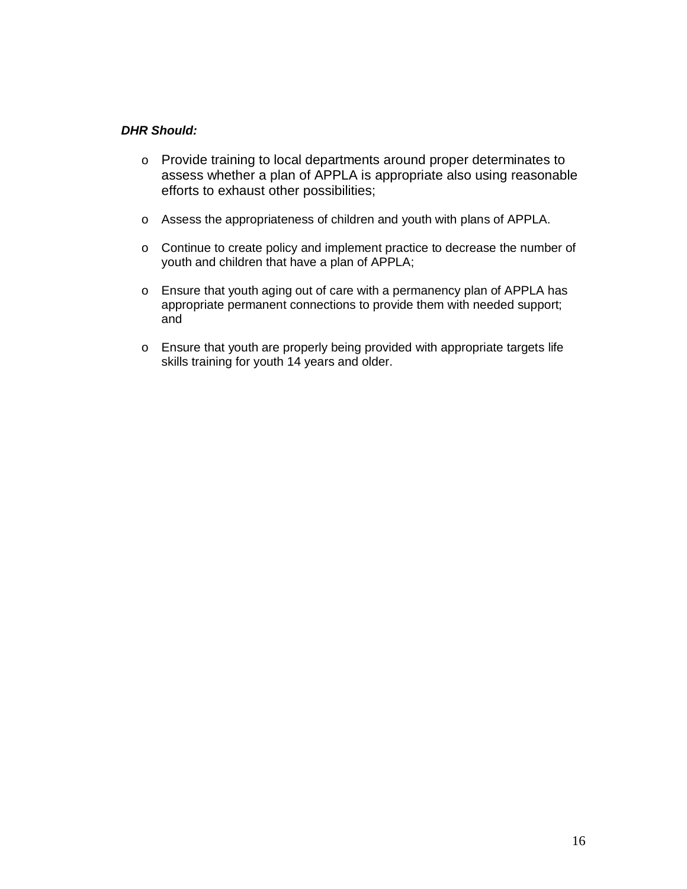***DHR Should:***

- Provide training to local departments around proper determinates to assess whether a plan of APPLA is appropriate also using reasonable efforts to exhaust other possibilities;
- Assess the appropriateness of children and youth with plans of APPLA.
- Continue to create policy and implement practice to decrease the number of youth and children that have a plan of APPLA;
- Ensure that youth aging out of care with a permanency plan of APPLA has appropriate permanent connections to provide them with needed support; and
- Ensure that youth are properly being provided with appropriate targets life skills training for youth 14 years and older.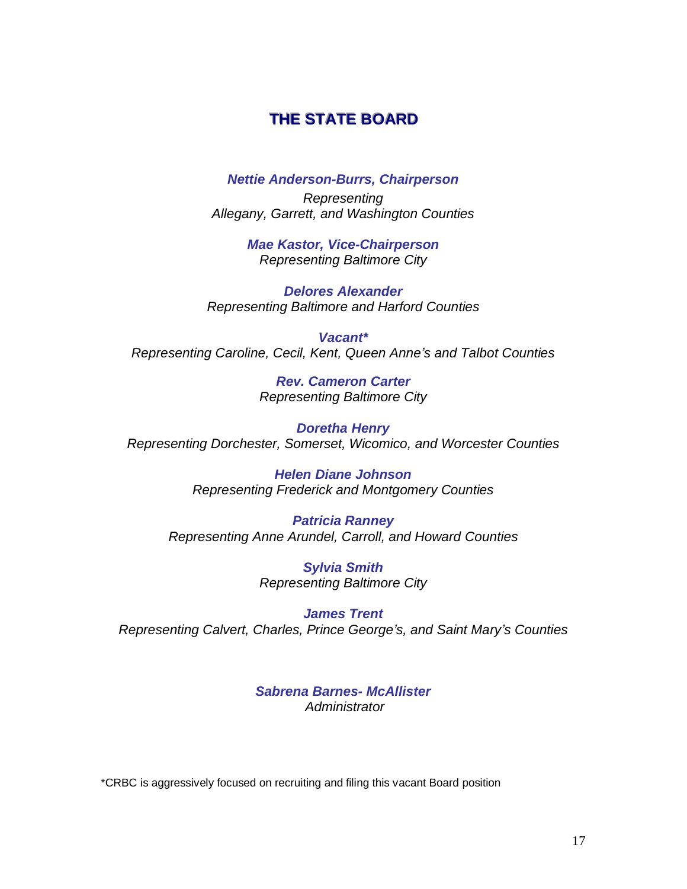# THE STATE BOARD

***Nettie Anderson-Burrs, Chairperson***
*Representing*
*Allegany, Garrett, and Washington Counties*

***Mae Kastor, Vice-Chairperson***
*Representing Baltimore City*

***Delores Alexander***
*Representing Baltimore and Harford Counties*

***Vacant****
*Representing Caroline, Cecil, Kent, Queen Anne's and Talbot Counties*

***Rev. Cameron Carter***
*Representing Baltimore City*

***Doretha Henry***
*Representing Dorchester, Somerset, Wicomico, and Worcester Counties*

***Helen Diane Johnson***
*Representing Frederick and Montgomery Counties*

***Patricia Ranney***
*Representing Anne Arundel, Carroll, and Howard Counties*

***Sylvia Smith***
*Representing Baltimore City*

***James Trent***
*Representing Calvert, Charles, Prince George's, and Saint Mary's Counties*

***Sabrena Barnes- McAllister***
*Administrator*

*CRBC is aggressively focused on recruiting and filing this vacant Board position